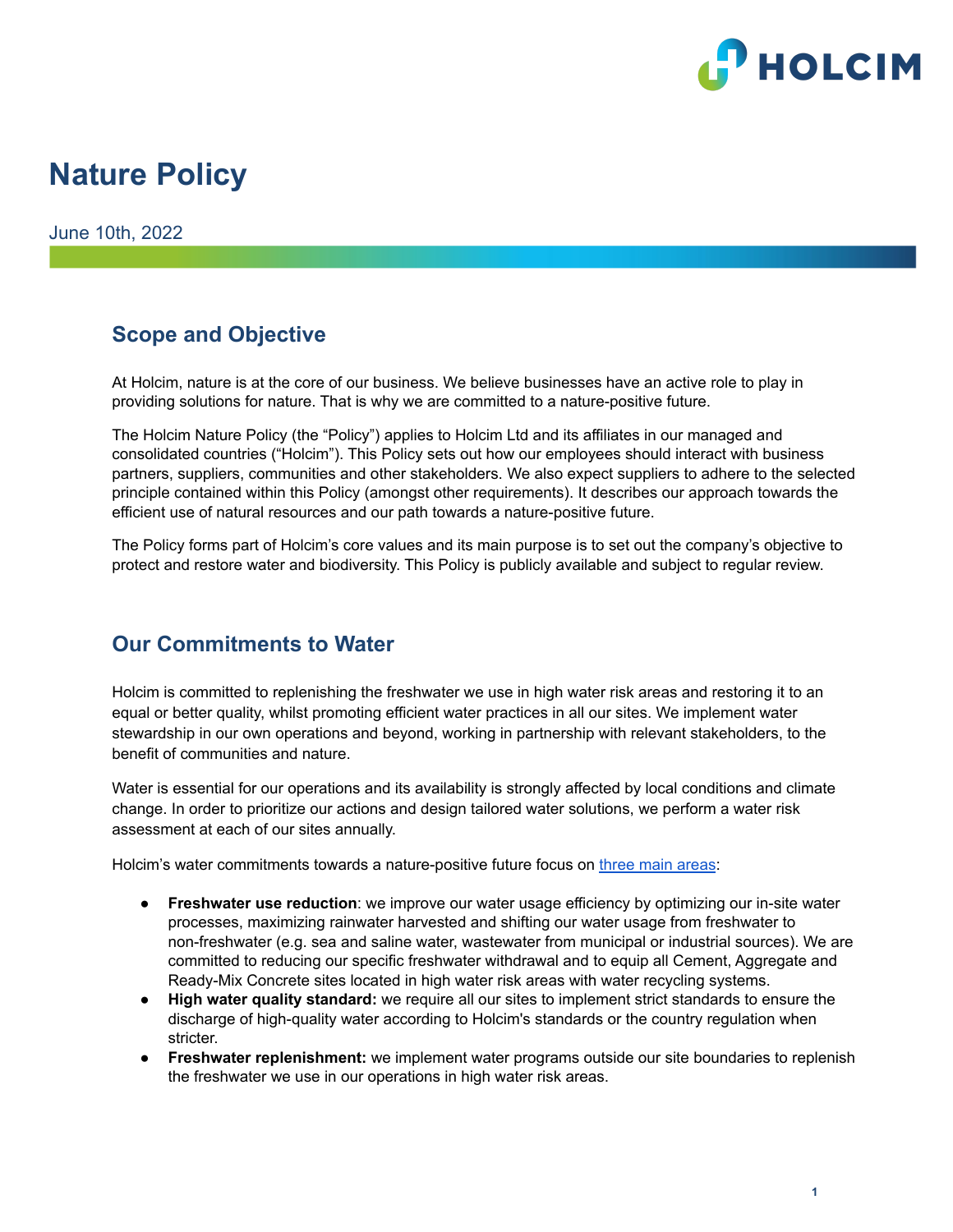# Nature Policy

June 10th, 2022

## Scope and Objective

At Holcim, nature is at the core of our business. We believe businesses have an active role to play in providing solutions for nature. That is why we are committed to a nature-positive future.

The Holcim Nature Policy (the "Policy") applies to Holcim Ltd and its affiliates in our managed and consolidated countries ("Holcim"). This Policy sets out how our employees should interact with business partners, suppliers, communities and other stakeholders. We also expect suppliers to adhere to the selected principle contained within this Policy (amongst other requirements). It describes our approach towards the efficient use of natural resources and our path towards a nature-positive future.

The Policy forms part of Holcim's core values and its main purpose is to set out the company's objective to protect and restore water and biodiversity. This Policy is publicly available and subject to regular review.

## Our Commitments to Water

Holcim is committed to replenishing the freshwater we use in high water risk areas and restoring it to an equal or better quality, whilst promoting efficient water practices in all our sites. We implement water stewardship in our own operations and beyond, working in partnership with relevant stakeholders, to the benefit of communities and nature.

Water is essential for our operations and its availability is strongly affected by local conditions and climate change. In order to prioritize our actions and design tailored water solutions, we perform a water risk assessment at each of our sites annually.

Holcim's water commitments towards a nature-positive future focus on three main areas:

- **Freshwater use reduction**: we improve our water usage efficiency by optimizing our in-site water processes, maximizing rainwater harvested and shifting our water usage from freshwater to non-freshwater (e.g. sea and saline water, wastewater from municipal or industrial sources). We are committed to reducing our specific freshwater withdrawal and to equip all Cement, Aggregate and Ready-Mix Concrete sites located in high water risk areas with water recycling systems.
- **High water quality standard:** we require all our sites to implement strict standards to ensure the discharge of high-quality water according to Holcim's standards or the country regulation when stricter.
- **Freshwater replenishment:** we implement water programs outside our site boundaries to replenish the freshwater we use in our operations in high water risk areas.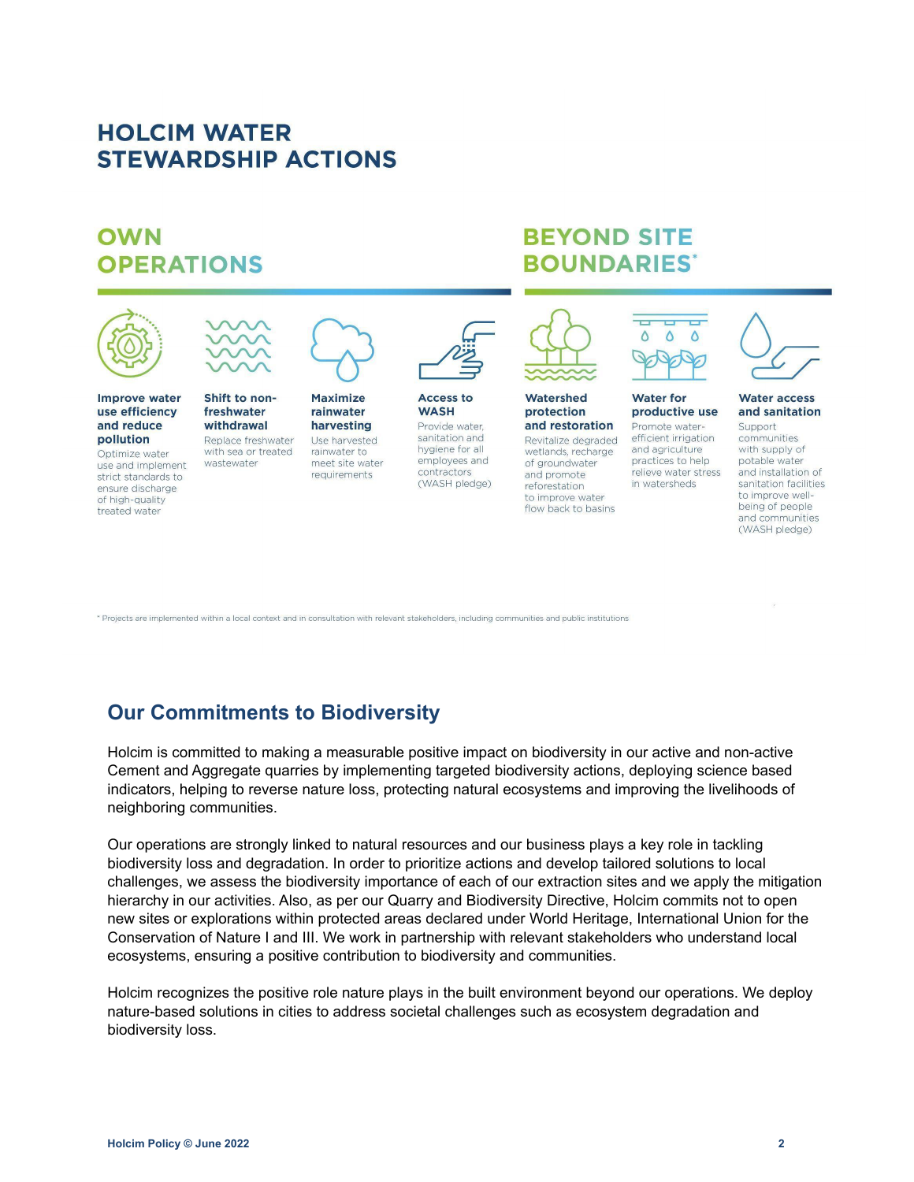# HOLCIM WATER STEWARDSHIP ACTIONS

## OWN OPERATIONS

**Improve water use efficiency and reduce pollution**
Optimize water use and implement strict standards to ensure discharge of high-quality treated water

**Shift to non-freshwater withdrawal**
Replace freshwater with sea or treated wastewater

**Maximize rainwater harvesting**
Use harvested rainwater to meet site water requirements

**Access to WASH**
Provide water, sanitation and hygiene for all employees and contractors (WASH pledge)

## BEYOND SITE BOUNDARIES*

**Watershed protection and restoration**
Revitalize degraded wetlands, recharge of groundwater and promote reforestation to improve water flow back to basins

**Water for productive use**
Promote water-efficient irrigation and agriculture practices to help relieve water stress in watersheds

**Water access and sanitation**
Support communities with supply of potable water and installation of sanitation facilities to improve well-being of people and communities (WASH pledge)

* Projects are implemented within a local context and in consultation with relevant stakeholders, including communities and public institutions

## Our Commitments to Biodiversity

Holcim is committed to making a measurable positive impact on biodiversity in our active and non-active Cement and Aggregate quarries by implementing targeted biodiversity actions, deploying science based indicators, helping to reverse nature loss, protecting natural ecosystems and improving the livelihoods of neighboring communities.

Our operations are strongly linked to natural resources and our business plays a key role in tackling biodiversity loss and degradation. In order to prioritize actions and develop tailored solutions to local challenges, we assess the biodiversity importance of each of our extraction sites and we apply the mitigation hierarchy in our activities. Also, as per our Quarry and Biodiversity Directive, Holcim commits not to open new sites or explorations within protected areas declared under World Heritage, International Union for the Conservation of Nature I and III. We work in partnership with relevant stakeholders who understand local ecosystems, ensuring a positive contribution to biodiversity and communities.

Holcim recognizes the positive role nature plays in the built environment beyond our operations. We deploy nature-based solutions in cities to address societal challenges such as ecosystem degradation and biodiversity loss.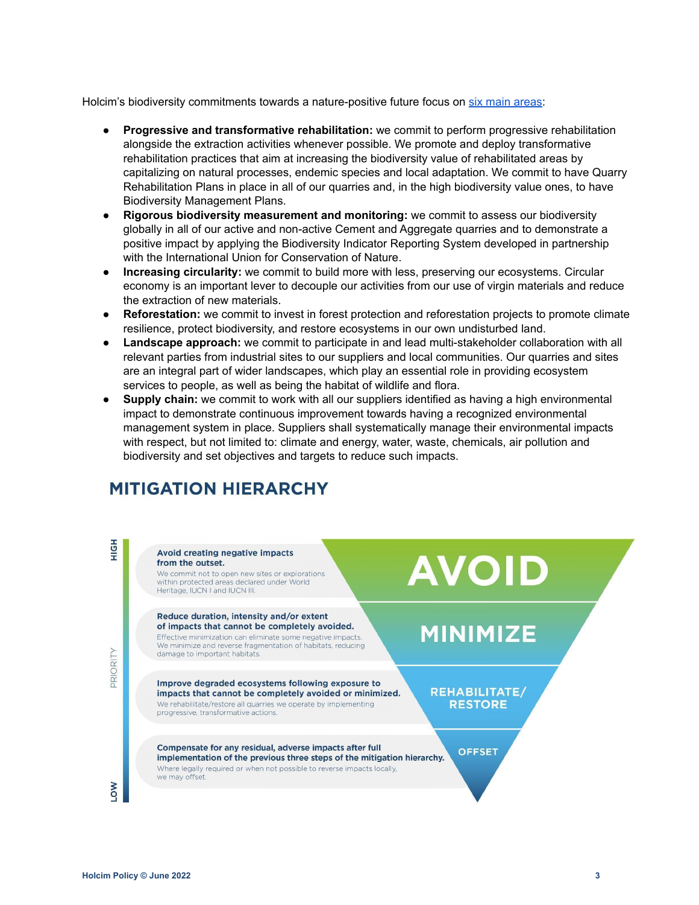Holcim's biodiversity commitments towards a nature-positive future focus on [six main areas](#):

- **Progressive and transformative rehabilitation:** we commit to perform progressive rehabilitation alongside the extraction activities whenever possible. We promote and deploy transformative rehabilitation practices that aim at increasing the biodiversity value of rehabilitated areas by capitalizing on natural processes, endemic species and local adaptation. We commit to have Quarry Rehabilitation Plans in place in all of our quarries and, in the high biodiversity value ones, to have Biodiversity Management Plans.
- **Rigorous biodiversity measurement and monitoring:** we commit to assess our biodiversity globally in all of our active and non-active Cement and Aggregate quarries and to demonstrate a positive impact by applying the Biodiversity Indicator Reporting System developed in partnership with the International Union for Conservation of Nature.
- **Increasing circularity:** we commit to build more with less, preserving our ecosystems. Circular economy is an important lever to decouple our activities from our use of virgin materials and reduce the extraction of new materials.
- **Reforestation:** we commit to invest in forest protection and reforestation projects to promote climate resilience, protect biodiversity, and restore ecosystems in our own undisturbed land.
- **Landscape approach:** we commit to participate in and lead multi-stakeholder collaboration with all relevant parties from industrial sites to our suppliers and local communities. Our quarries and sites are an integral part of wider landscapes, which play an essential role in providing ecosystem services to people, as well as being the habitat of wildlife and flora.
- **Supply chain:** we commit to work with all our suppliers identified as having a high environmental impact to demonstrate continuous improvement towards having a recognized environmental management system in place. Suppliers shall systematically manage their environmental impacts with respect, but not limited to: climate and energy, water, waste, chemicals, air pollution and biodiversity and set objectives and targets to reduce such impacts.

## MITIGATION HIERARCHY

Priority: HIGH → LOW

**AVOID**

**Avoid creating negative impacts from the outset.**
We commit not to open new sites or explorations within protected areas declared under World Heritage, IUCN I and IUCN III.

**MINIMIZE**

**Reduce duration, intensity and/or extent of impacts that cannot be completely avoided.**
Effective minimization can eliminate some negative impacts. We minimize and reverse fragmentation of habitats, reducing damage to important habitats.

**REHABILITATE/ RESTORE**

**Improve degraded ecosystems following exposure to impacts that cannot be completely avoided or minimized.**
We rehabilitate/restore all quarries we operate by implementing progressive, transformative actions.

**OFFSET**

**Compensate for any residual, adverse impacts after full implementation of the previous three steps of the mitigation hierarchy.**
Where legally required or when not possible to reverse impacts locally, we may offset.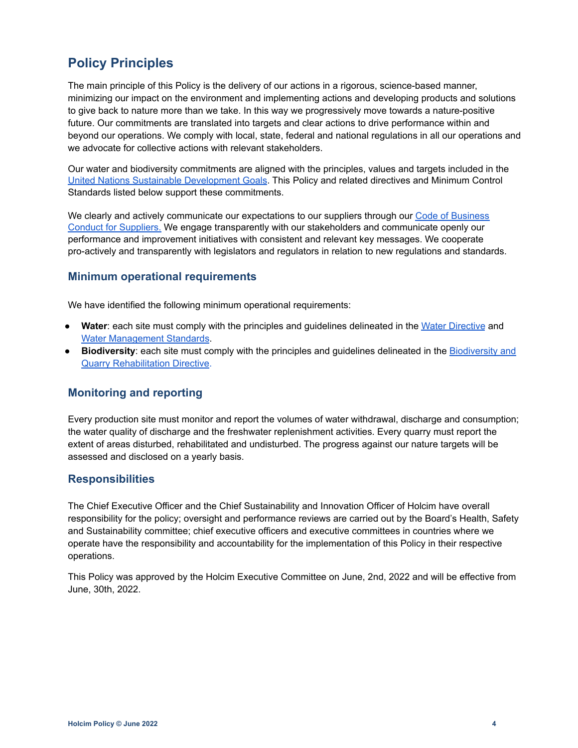## Policy Principles

The main principle of this Policy is the delivery of our actions in a rigorous, science-based manner, minimizing our impact on the environment and implementing actions and developing products and solutions to give back to nature more than we take. In this way we progressively move towards a nature-positive future. Our commitments are translated into targets and clear actions to drive performance within and beyond our operations. We comply with local, state, federal and national regulations in all our operations and we advocate for collective actions with relevant stakeholders.

Our water and biodiversity commitments are aligned with the principles, values and targets included in the United Nations Sustainable Development Goals. This Policy and related directives and Minimum Control Standards listed below support these commitments.

We clearly and actively communicate our expectations to our suppliers through our Code of Business Conduct for Suppliers. We engage transparently with our stakeholders and communicate openly our performance and improvement initiatives with consistent and relevant key messages. We cooperate pro-actively and transparently with legislators and regulators in relation to new regulations and standards.

### Minimum operational requirements

We have identified the following minimum operational requirements:

- **Water**: each site must comply with the principles and guidelines delineated in the Water Directive and Water Management Standards.
- **Biodiversity**: each site must comply with the principles and guidelines delineated in the Biodiversity and Quarry Rehabilitation Directive.

### Monitoring and reporting

Every production site must monitor and report the volumes of water withdrawal, discharge and consumption; the water quality of discharge and the freshwater replenishment activities. Every quarry must report the extent of areas disturbed, rehabilitated and undisturbed. The progress against our nature targets will be assessed and disclosed on a yearly basis.

### Responsibilities

The Chief Executive Officer and the Chief Sustainability and Innovation Officer of Holcim have overall responsibility for the policy; oversight and performance reviews are carried out by the Board's Health, Safety and Sustainability committee; chief executive officers and executive committees in countries where we operate have the responsibility and accountability for the implementation of this Policy in their respective operations.

This Policy was approved by the Holcim Executive Committee on June, 2nd, 2022 and will be effective from June, 30th, 2022.